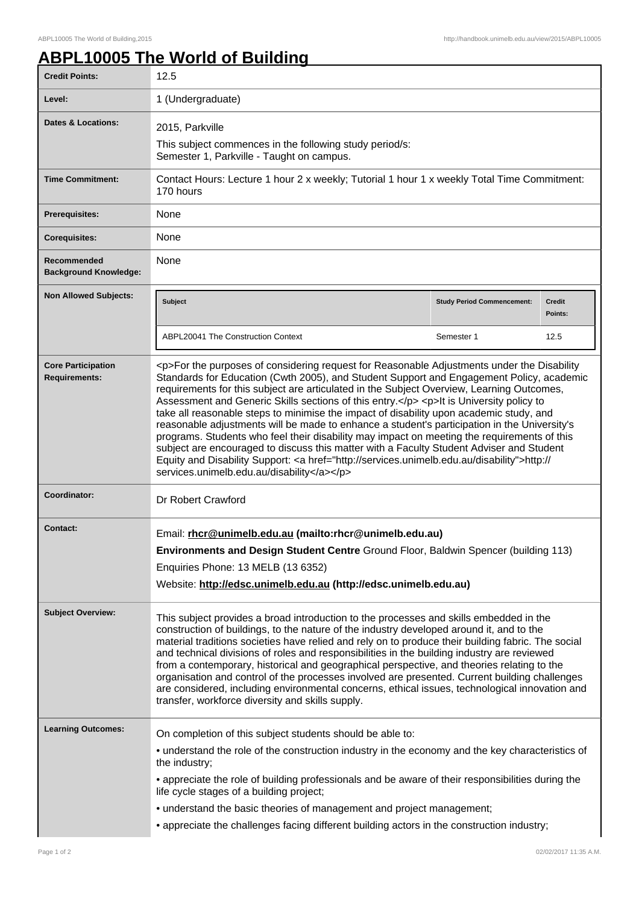# ABPL10005 The World of Building

| | |
|---|---|
| **Credit Points:** | 12.5 |
| **Level:** | 1 (Undergraduate) |
| **Dates & Locations:** | 2015, Parkville<br>This subject commences in the following study period/s:<br>Semester 1, Parkville - Taught on campus. |
| **Time Commitment:** | Contact Hours: Lecture 1 hour 2 x weekly; Tutorial 1 hour 1 x weekly Total Time Commitment: 170 hours |
| **Prerequisites:** | None |
| **Corequisites:** | None |
| **Recommended Background Knowledge:** | None |
| **Non Allowed Subjects:** | **Subject**: ABPL20041 The Construction Context; **Study Period Commencement**: Semester 1; **Credit Points**: 12.5 |
| **Core Participation Requirements:** | <p>For the purposes of considering request for Reasonable Adjustments under the Disability Standards for Education (Cwth 2005), and Student Support and Engagement Policy, academic requirements for this subject are articulated in the Subject Overview, Learning Outcomes, Assessment and Generic Skills sections of this entry.</p> <p>It is University policy to take all reasonable steps to minimise the impact of disability upon academic study, and reasonable adjustments will be made to enhance a student's participation in the University's programs. Students who feel their disability may impact on meeting the requirements of this subject are encouraged to discuss this matter with a Faculty Student Adviser and Student Equity and Disability Support: <a href="http://services.unimelb.edu.au/disability">http://services.unimelb.edu.au/disability</a></p> |
| **Coordinator:** | Dr Robert Crawford |
| **Contact:** | Email: **rhcr@unimelb.edu.au (mailto:rhcr@unimelb.edu.au)**<br>**Environments and Design Student Centre** Ground Floor, Baldwin Spencer (building 113)<br>Enquiries Phone: 13 MELB (13 6352)<br>Website: **http://edsc.unimelb.edu.au (http://edsc.unimelb.edu.au)** |
| **Subject Overview:** | This subject provides a broad introduction to the processes and skills embedded in the construction of buildings, to the nature of the industry developed around it, and to the material traditions societies have relied and rely on to produce their building fabric. The social and technical divisions of roles and responsibilities in the building industry are reviewed from a contemporary, historical and geographical perspective, and theories relating to the organisation and control of the processes involved are presented. Current building challenges are considered, including environmental concerns, ethical issues, technological innovation and transfer, workforce diversity and skills supply. |
| **Learning Outcomes:** | On completion of this subject students should be able to:<br>• understand the role of the construction industry in the economy and the key characteristics of the industry;<br>• appreciate the role of building professionals and be aware of their responsibilities during the life cycle stages of a building project;<br>• understand the basic theories of management and project management;<br>• appreciate the challenges facing different building actors in the construction industry; |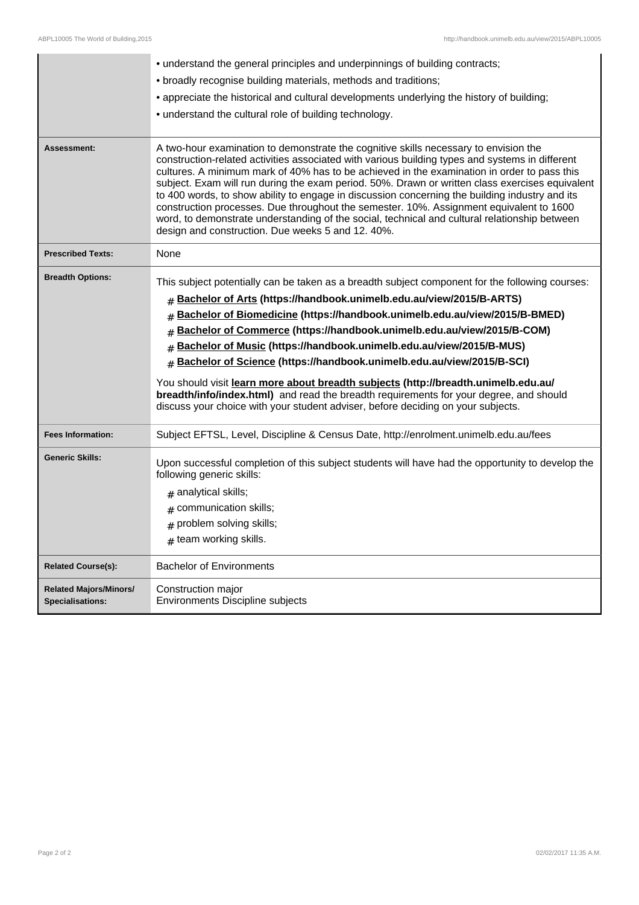| | |
|---|---|
| | • understand the general principles and underpinnings of building contracts;<br>• broadly recognise building materials, methods and traditions;<br>• appreciate the historical and cultural developments underlying the history of building;<br>• understand the cultural role of building technology. |
| **Assessment:** | A two-hour examination to demonstrate the cognitive skills necessary to envision the construction-related activities associated with various building types and systems in different cultures. A minimum mark of 40% has to be achieved in the examination in order to pass this subject. Exam will run during the exam period. 50%. Drawn or written class exercises equivalent to 400 words, to show ability to engage in discussion concerning the building industry and its construction processes. Due throughout the semester. 10%. Assignment equivalent to 1600 word, to demonstrate understanding of the social, technical and cultural relationship between design and construction. Due weeks 5 and 12. 40%. |
| **Prescribed Texts:** | None |
| **Breadth Options:** | This subject potentially can be taken as a breadth subject component for the following courses:<br># **Bachelor of Arts (https://handbook.unimelb.edu.au/view/2015/B-ARTS)**<br># **Bachelor of Biomedicine (https://handbook.unimelb.edu.au/view/2015/B-BMED)**<br># **Bachelor of Commerce (https://handbook.unimelb.edu.au/view/2015/B-COM)**<br># **Bachelor of Music (https://handbook.unimelb.edu.au/view/2015/B-MUS)**<br># **Bachelor of Science (https://handbook.unimelb.edu.au/view/2015/B-SCI)**<br>You should visit **learn more about breadth subjects (http://breadth.unimelb.edu.au/breadth/info/index.html)** and read the breadth requirements for your degree, and should discuss your choice with your student adviser, before deciding on your subjects. |
| **Fees Information:** | Subject EFTSL, Level, Discipline & Census Date, http://enrolment.unimelb.edu.au/fees |
| **Generic Skills:** | Upon successful completion of this subject students will have had the opportunity to develop the following generic skills:<br># analytical skills;<br># communication skills;<br># problem solving skills;<br># team working skills. |
| **Related Course(s):** | Bachelor of Environments |
| **Related Majors/Minors/ Specialisations:** | Construction major<br>Environments Discipline subjects |